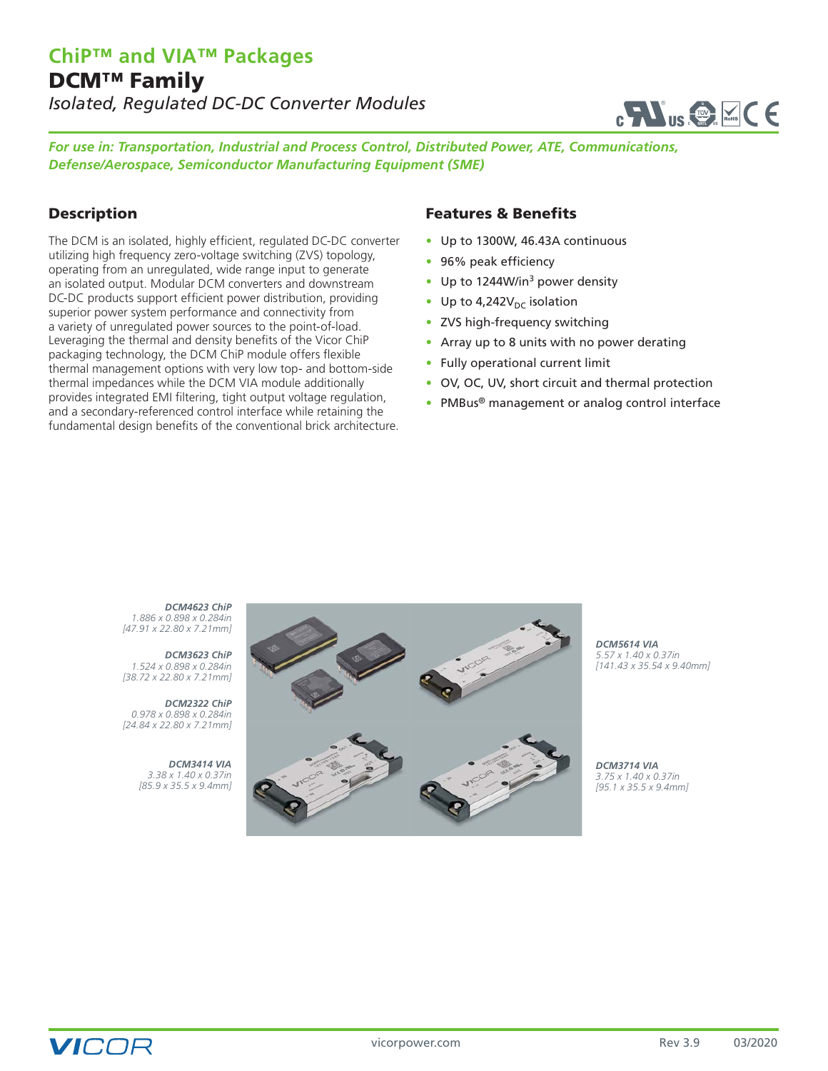# ChiP™ and VIA™ Packages

# DCM™ Family

*Isolated, Regulated DC-DC Converter Modules*

***For use in: Transportation, Industrial and Process Control, Distributed Power, ATE, Communications, Defense/Aerospace, Semiconductor Manufacturing Equipment (SME)***

## Description

The DCM is an isolated, highly efficient, regulated DC-DC converter utilizing high frequency zero-voltage switching (ZVS) topology, operating from an unregulated, wide range input to generate an isolated output. Modular DCM converters and downstream DC-DC products support efficient power distribution, providing superior power system performance and connectivity from a variety of unregulated power sources to the point-of-load. Leveraging the thermal and density benefits of the Vicor ChiP packaging technology, the DCM ChiP module offers flexible thermal management options with very low top- and bottom-side thermal impedances while the DCM VIA module additionally provides integrated EMI filtering, tight output voltage regulation, and a secondary-referenced control interface while retaining the fundamental design benefits of the conventional brick architecture.

## Features & Benefits

- Up to 1300W, 46.43A continuous
- 96% peak efficiency
- Up to 1244W/in$^3$ power density
- Up to 4,242$V_{DC}$ isolation
- ZVS high-frequency switching
- Array up to 8 units with no power derating
- Fully operational current limit
- OV, OC, UV, short circuit and thermal protection
- PMBus® management or analog control interface

***DCM4623 ChiP***
*1.886 x 0.898 x 0.284in*
*[47.91 x 22.80 x 7.21mm]*

***DCM3623 ChiP***
*1.524 x 0.898 x 0.284in*
*[38.72 x 22.80 x 7.21mm]*

***DCM2322 ChiP***
*0.978 x 0.898 x 0.284in*
*[24.84 x 22.80 x 7.21mm]*

***DCM3414 VIA***
*3.38 x 1.40 x 0.37in*
*[85.9 x 35.5 x 9.4mm]*

***DCM5614 VIA***
*5.57 x 1.40 x 0.37in*
*[141.43 x 35.54 x 9.40mm]*

***DCM3714 VIA***
*3.75 x 1.40 x 0.37in*
*[95.1 x 35.5 x 9.4mm]*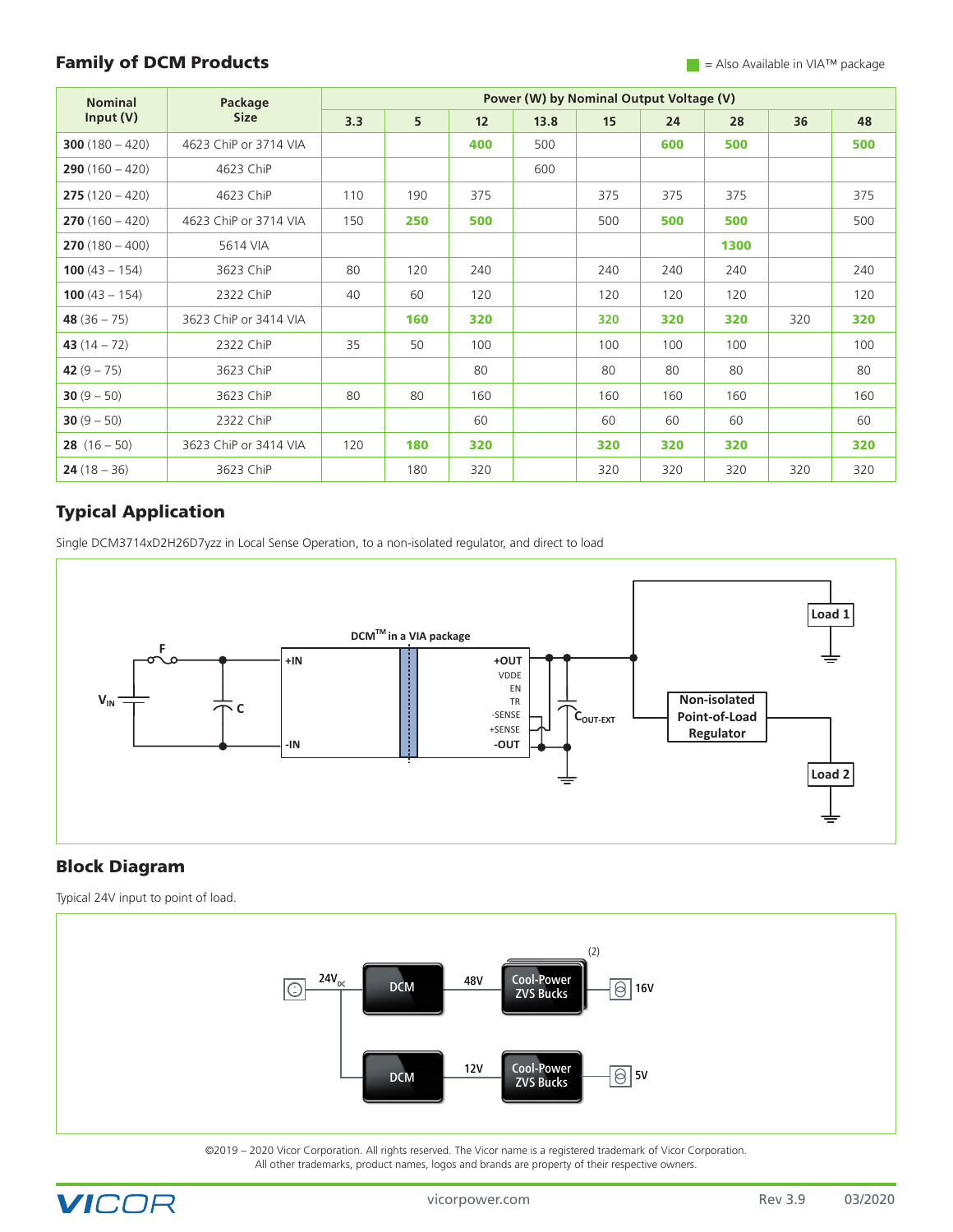## Family of DCM Products

= Also Available in VIA™ package

| Nominal Input (V) | Package Size | Power (W) by Nominal Output Voltage (V) | | | | | | | | |
|---|---|---|---|---|---|---|---|---|---|---|
| | | 3.3 | 5 | 12 | 13.8 | 15 | 24 | 28 | 36 | 48 |
| **300** (180 – 420) | 4623 ChiP or 3714 VIA | | | **400** | 500 | | **600** | **500** | | **500** |
| **290** (160 – 420) | 4623 ChiP | | | | 600 | | | | | |
| **275** (120 – 420) | 4623 ChiP | 110 | 190 | 375 | | 375 | 375 | 375 | | 375 |
| **270** (160 – 420) | 4623 ChiP or 3714 VIA | 150 | **250** | **500** | | 500 | **500** | **500** | | 500 |
| **270** (180 – 400) | 5614 VIA | | | | | | | **1300** | | |
| **100** (43 – 154) | 3623 ChiP | 80 | 120 | 240 | | 240 | 240 | 240 | | 240 |
| **100** (43 – 154) | 2322 ChiP | 40 | 60 | 120 | | 120 | 120 | 120 | | 120 |
| **48** (36 – 75) | 3623 ChiP or 3414 VIA | | **160** | **320** | | **320** | **320** | **320** | 320 | **320** |
| **43** (14 – 72) | 2322 ChiP | 35 | 50 | 100 | | 100 | 100 | 100 | | 100 |
| **42** (9 – 75) | 3623 ChiP | | | 80 | | 80 | 80 | 80 | | 80 |
| **30** (9 – 50) | 3623 ChiP | 80 | 80 | 160 | | 160 | 160 | 160 | | 160 |
| **30** (9 – 50) | 2322 ChiP | | | 60 | | 60 | 60 | 60 | | 60 |
| **28** (16 – 50) | 3623 ChiP or 3414 VIA | 120 | **180** | **320** | | **320** | **320** | **320** | | **320** |
| **24** (18 – 36) | 3623 ChiP | | 180 | 320 | | 320 | 320 | 320 | 320 | 320 |

## Typical Application

Single DCM3714xD2H26D7yzz in Local Sense Operation, to a non-isolated regulator, and direct to load

## Block Diagram

Typical 24V input to point of load.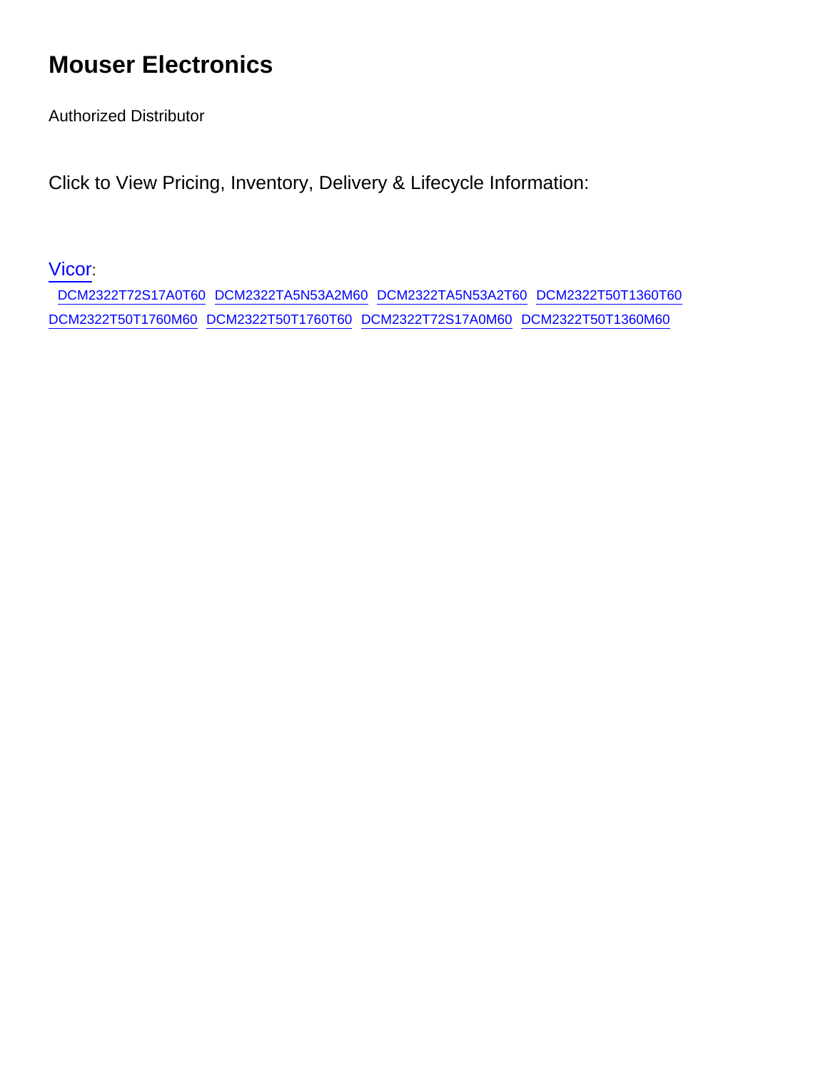# Mouser Electronics

Authorized Distributor

Click to View Pricing, Inventory, Delivery & Lifecycle Information:

Vicor:

DCM2322T72S17A0T60 DCM2322TA5N53A2M60 DCM2322TA5N53A2T60 DCM2322T50T1360T60 DCM2322T50T1760M60 DCM2322T50T1760T60 DCM2322T72S17A0M60 DCM2322T50T1360M60